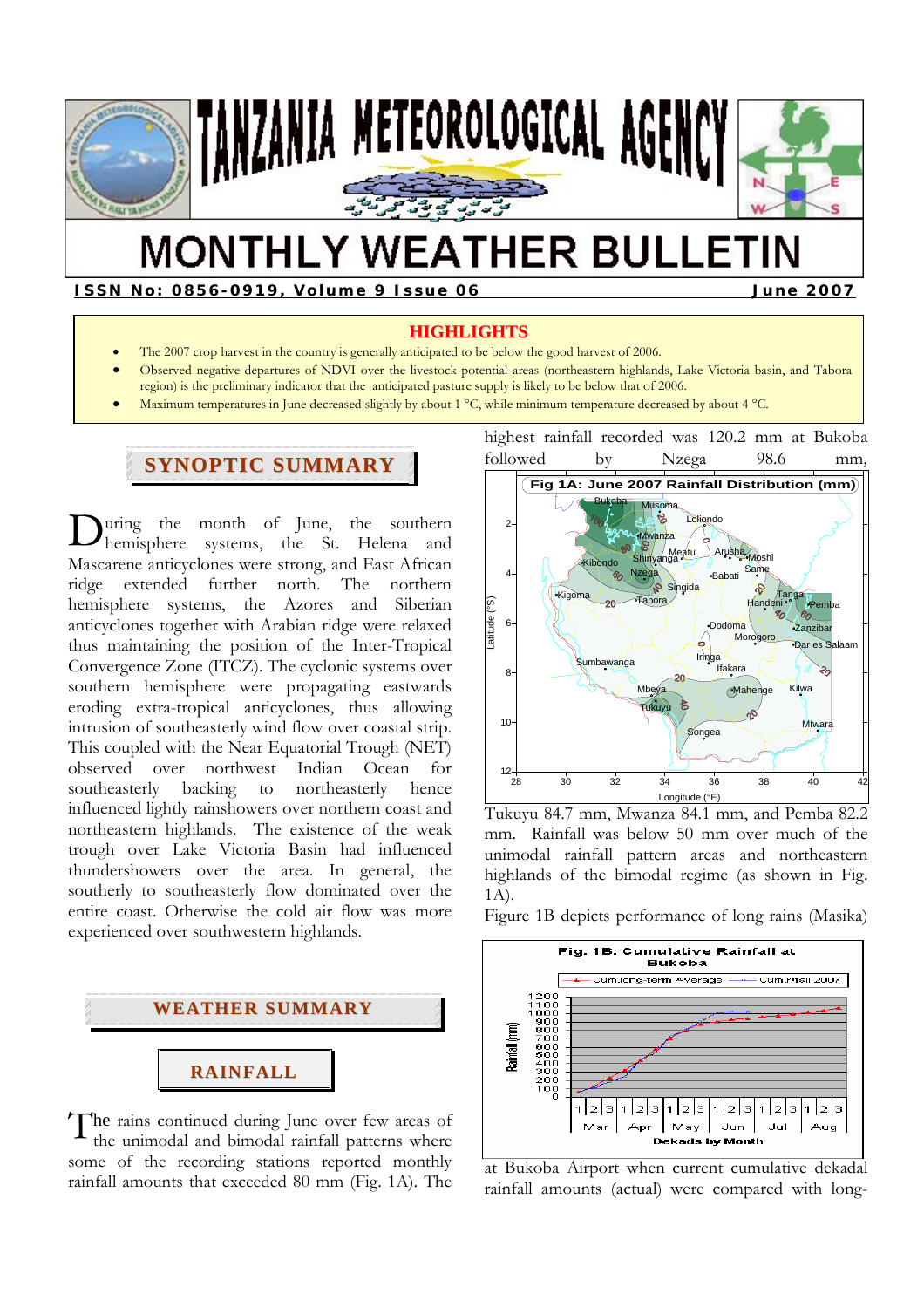# TANZANIA METEOROLOGICAL AGENCY

# MONTHLY WEATHER BULLETIN

**ISSN No: 0856-0919, Volume 9 Issue 06** **June 2007**

## HIGHLIGHTS

- The 2007 crop harvest in the country is generally anticipated to be below the good harvest of 2006.
- Observed negative departures of NDVI over the livestock potential areas (northeastern highlands, Lake Victoria basin, and Tabora region) is the preliminary indicator that the anticipated pasture supply is likely to be below that of 2006.
- Maximum temperatures in June decreased slightly by about 1 °C, while minimum temperature decreased by about 4 °C.

## SYNOPTIC SUMMARY

During the month of June, the southern hemisphere systems, the St. Helena and Mascarene anticyclones were strong, and East African ridge extended further north. The northern hemisphere systems, the Azores and Siberian anticyclones together with Arabian ridge were relaxed thus maintaining the position of the Inter-Tropical Convergence Zone (ITCZ). The cyclonic systems over southern hemisphere were propagating eastwards eroding extra-tropical anticyclones, thus allowing intrusion of southeasterly wind flow over coastal strip. This coupled with the Near Equatorial Trough (NET) observed over northwest Indian Ocean for southeasterly backing to northeasterly hence influenced lightly rainshowers over northern coast and northeastern highlands. The existence of the weak trough over Lake Victoria Basin had influenced thundershowers over the area. In general, the southerly to southeasterly flow dominated over the entire coast. Otherwise the cold air flow was more experienced over southwestern highlands.

## WEATHER SUMMARY

### RAINFALL

The rains continued during June over few areas of the unimodal and bimodal rainfall patterns where some of the recording stations reported monthly rainfall amounts that exceeded 80 mm (Fig. 1A). The highest rainfall recorded was 120.2 mm at Bukoba followed by Nzega 98.6 mm, Tukuyu 84.7 mm, Mwanza 84.1 mm, and Pemba 82.2 mm. Rainfall was below 50 mm over much of the unimodal rainfall pattern areas and northeastern highlands of the bimodal regime (as shown in Fig. 1A).

Fig 1A: June 2007 Rainfall Distribution (mm)

Figure 1B depicts performance of long rains (Masika) at Bukoba Airport when current cumulative dekadal rainfall amounts (actual) were compared with long-

Fig. 1B: Cumulative Rainfall at Bukoba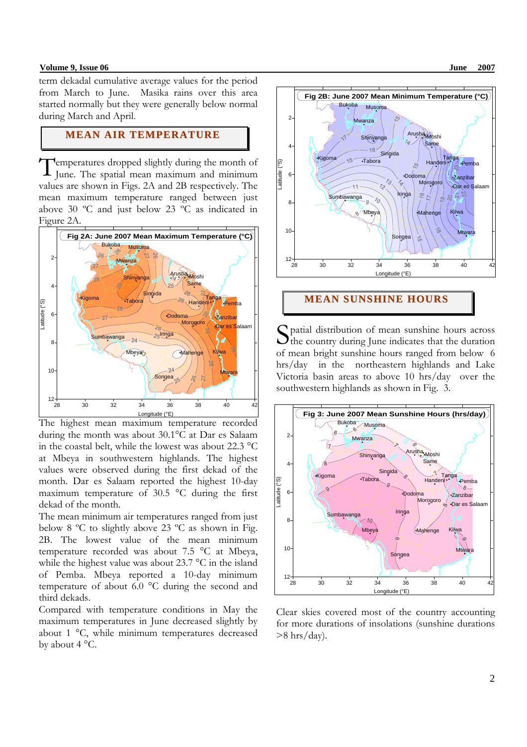term dekadal cumulative average values for the period from March to June. Masika rains over this area started normally but they were generally below normal during March and April.

## MEAN AIR TEMPERATURE

Temperatures dropped slightly during the month of June. The spatial mean maximum and minimum values are shown in Figs. 2A and 2B respectively. The mean maximum temperature ranged between just above 30 ºC and just below 23 ºC as indicated in Figure 2A.

Fig 2A: June 2007 Mean Maximum Temperature (°C)

The highest mean maximum temperature recorded during the month was about 30.1°C at Dar es Salaam in the coastal belt, while the lowest was about 22.3 °C at Mbeya in southwestern highlands. The highest values were observed during the first dekad of the month. Dar es Salaam reported the highest 10-day maximum temperature of 30.5 °C during the first dekad of the month.

The mean minimum air temperatures ranged from just below 8 °C to slightly above 23 °C as shown in Fig. 2B. The lowest value of the mean minimum temperature recorded was about 7.5 °C at Mbeya, while the highest value was about 23.7 °C in the island of Pemba. Mbeya reported a 10-day minimum temperature of about 6.0 °C during the second and third dekads.

Compared with temperature conditions in May the maximum temperatures in June decreased slightly by about 1 °C, while minimum temperatures decreased by about 4 °C.

Fig 2B: June 2007 Mean Minimum Temperature (°C)

## MEAN SUNSHINE HOURS

Spatial distribution of mean sunshine hours across the country during June indicates that the duration of mean bright sunshine hours ranged from below 6 hrs/day in the northeastern highlands and Lake Victoria basin areas to above 10 hrs/day over the southwestern highlands as shown in Fig. 3.

Fig 3: June 2007 Mean Sunshine Hours (hrs/day)

Clear skies covered most of the country accounting for more durations of insolations (sunshine durations >8 hrs/day).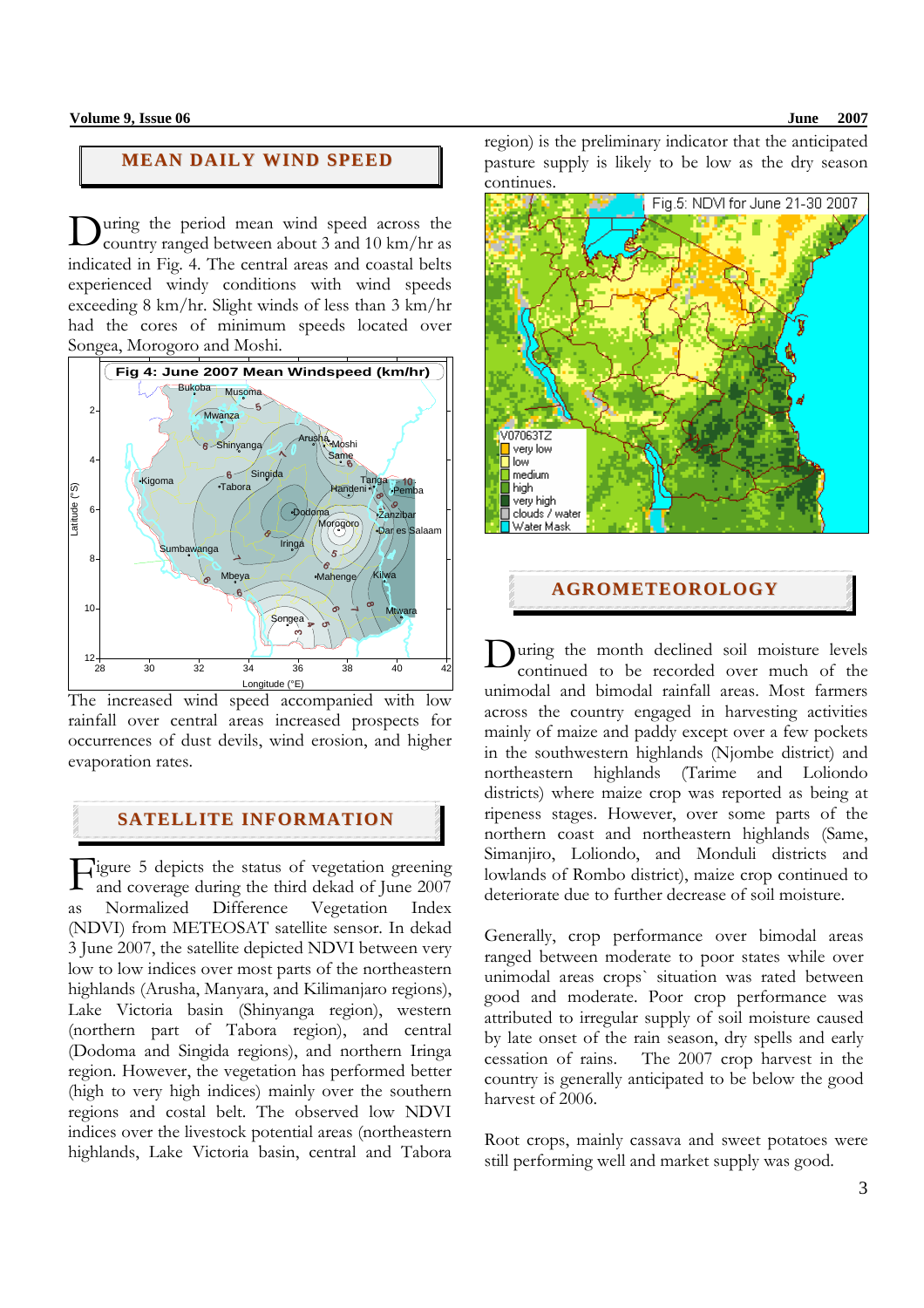## MEAN DAILY WIND SPEED

During the period mean wind speed across the country ranged between about 3 and 10 km/hr as indicated in Fig. 4. The central areas and coastal belts experienced windy conditions with wind speeds exceeding 8 km/hr. Slight winds of less than 3 km/hr had the cores of minimum speeds located over Songea, Morogoro and Moshi.

Fig 4: June 2007 Mean Windspeed (km/hr)

The increased wind speed accompanied with low rainfall over central areas increased prospects for occurrences of dust devils, wind erosion, and higher evaporation rates.

## SATELLITE INFORMATION

Figure 5 depicts the status of vegetation greening and coverage during the third dekad of June 2007 as Normalized Difference Vegetation Index (NDVI) from METEOSAT satellite sensor. In dekad 3 June 2007, the satellite depicted NDVI between very low to low indices over most parts of the northeastern highlands (Arusha, Manyara, and Kilimanjaro regions), Lake Victoria basin (Shinyanga region), western (northern part of Tabora region), and central (Dodoma and Singida regions), and northern Iringa region. However, the vegetation has performed better (high to very high indices) mainly over the southern regions and costal belt. The observed low NDVI indices over the livestock potential areas (northeastern highlands, Lake Victoria basin, central and Tabora region) is the preliminary indicator that the anticipated pasture supply is likely to be low as the dry season continues.

Fig.5: NDVI for June 21-30 2007

## AGROMETEOROLOGY

During the month declined soil moisture levels continued to be recorded over much of the unimodal and bimodal rainfall areas. Most farmers across the country engaged in harvesting activities mainly of maize and paddy except over a few pockets in the southwestern highlands (Njombe district) and northeastern highlands (Tarime and Loliondo districts) where maize crop was reported as being at ripeness stages. However, over some parts of the northern coast and northeastern highlands (Same, Simanjiro, Loliondo, and Monduli districts and lowlands of Rombo district), maize crop continued to deteriorate due to further decrease of soil moisture.

Generally, crop performance over bimodal areas ranged between moderate to poor states while over unimodal areas crops` situation was rated between good and moderate. Poor crop performance was attributed to irregular supply of soil moisture caused by late onset of the rain season, dry spells and early cessation of rains. The 2007 crop harvest in the country is generally anticipated to be below the good harvest of 2006.

Root crops, mainly cassava and sweet potatoes were still performing well and market supply was good.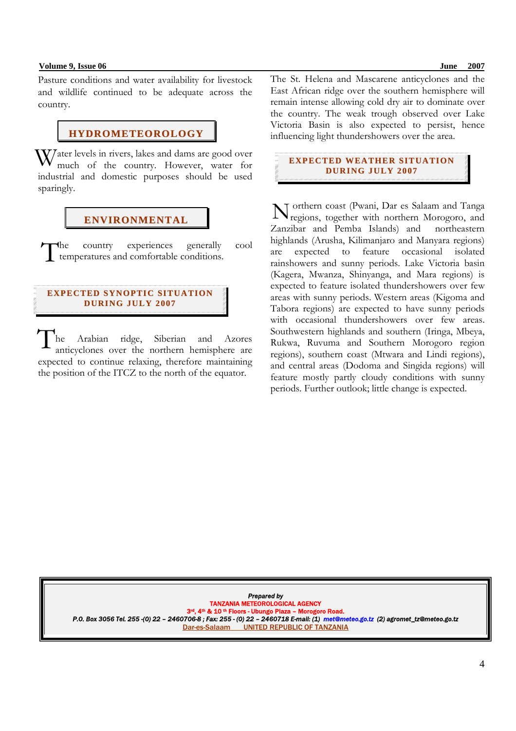Pasture conditions and water availability for livestock and wildlife continued to be adequate across the country.

## HYDROMETEOROLOGY

Water levels in rivers, lakes and dams are good over much of the country. However, water for industrial and domestic purposes should be used sparingly.

## ENVIRONMENTAL

The country experiences generally cool temperatures and comfortable conditions.

## EXPECTED SYNOPTIC SITUATION DURING JULY 2007

The Arabian ridge, Siberian and Azores anticyclones over the northern hemisphere are expected to continue relaxing, therefore maintaining the position of the ITCZ to the north of the equator.

The St. Helena and Mascarene anticyclones and the East African ridge over the southern hemisphere will remain intense allowing cold dry air to dominate over the country. The weak trough observed over Lake Victoria Basin is also expected to persist, hence influencing light thundershowers over the area.

## EXPECTED WEATHER SITUATION DURING JULY 2007

Northern coast (Pwani, Dar es Salaam and Tanga regions, together with northern Morogoro, and Zanzibar and Pemba Islands) and northeastern highlands (Arusha, Kilimanjaro and Manyara regions) are expected to feature occasional isolated rainshowers and sunny periods. Lake Victoria basin (Kagera, Mwanza, Shinyanga, and Mara regions) is expected to feature isolated thundershowers over few areas with sunny periods. Western areas (Kigoma and Tabora regions) are expected to have sunny periods with occasional thundershowers over few areas. Southwestern highlands and southern (Iringa, Mbeya, Rukwa, Ruvuma and Southern Morogoro region regions), southern coast (Mtwara and Lindi regions), and central areas (Dodoma and Singida regions) will feature mostly partly cloudy conditions with sunny periods. Further outlook; little change is expected.

*Prepared by*
**TANZANIA METEOROLOGICAL AGENCY**
**3rd, 4th & 10th Floors - Ubungo Plaza – Morogoro Road.**
**P.O. Box 3056 Tel. 255 -(0) 22 – 2460706-8 ; Fax: 255 - (0) 22 – 2460718 E-mail: (1) met@meteo.go.tz (2) agromet_tz@meteo.go.tz**
Dar-es-Salaam UNITED REPUBLIC OF TANZANIA